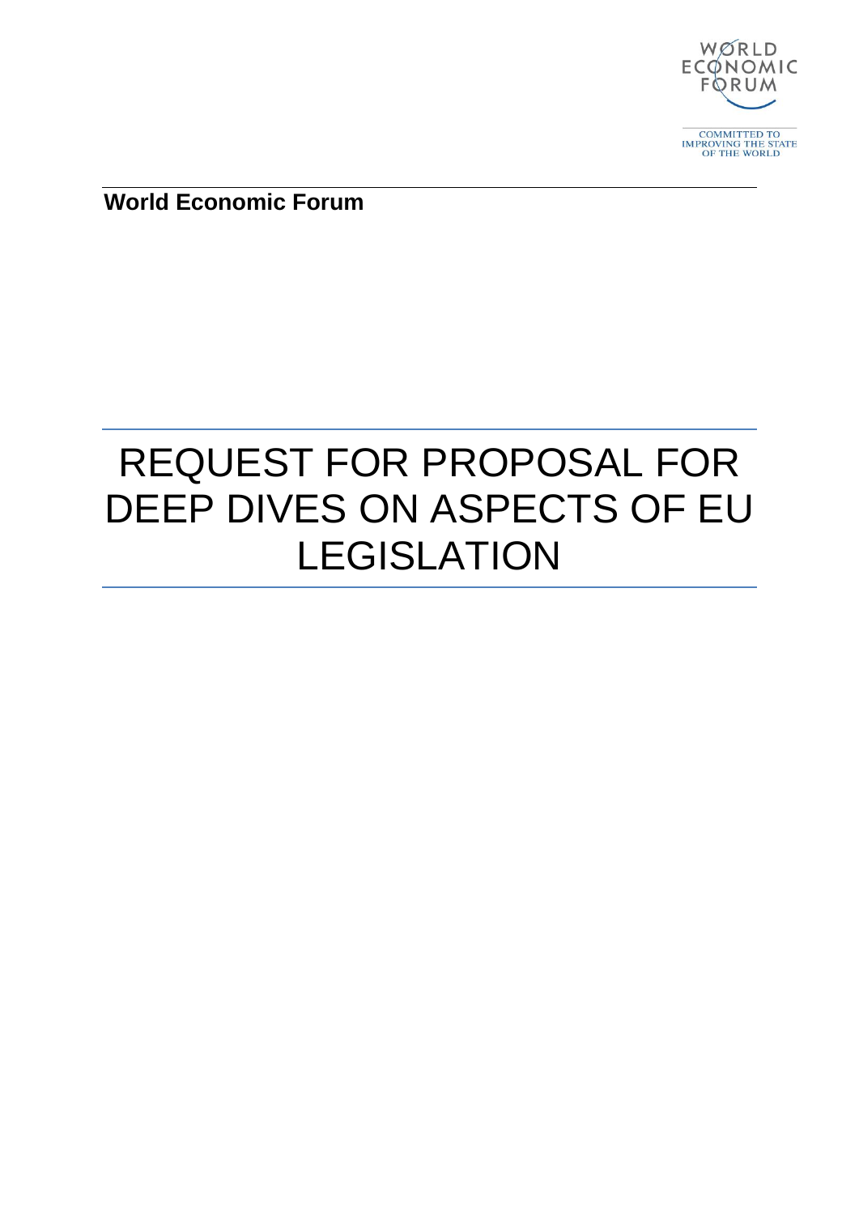WORLD ECONOMIC FORUM

COMMITTED TO IMPROVING THE STATE OF THE WORLD

**World Economic Forum**

# REQUEST FOR PROPOSAL FOR DEEP DIVES ON ASPECTS OF EU LEGISLATION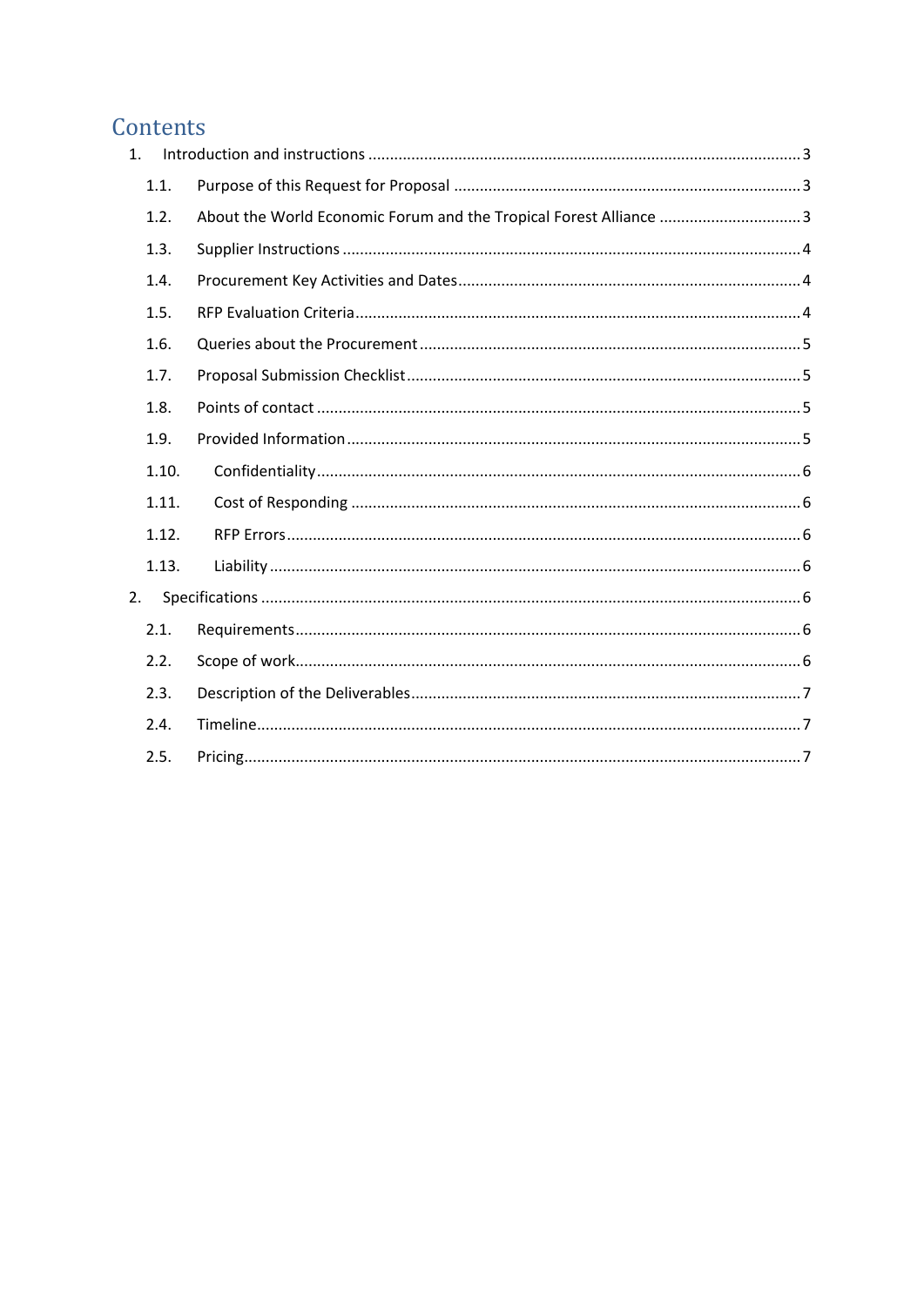# Contents

1. Introduction and instructions ........................................................................................ 3
   - 1.1. Purpose of this Request for Proposal ................................................................... 3
   - 1.2. About the World Economic Forum and the Tropical Forest Alliance ................................ 3
   - 1.3. Supplier Instructions ........................................................................................ 4
   - 1.4. Procurement Key Activities and Dates ................................................................... 4
   - 1.5. RFP Evaluation Criteria ...................................................................................... 4
   - 1.6. Queries about the Procurement ............................................................................ 5
   - 1.7. Proposal Submission Checklist ............................................................................. 5
   - 1.8. Points of contact ................................................................................................ 5
   - 1.9. Provided Information .......................................................................................... 5
   - 1.10. Confidentiality ................................................................................................ 6
   - 1.11. Cost of Responding .......................................................................................... 6
   - 1.12. RFP Errors ...................................................................................................... 6
   - 1.13. Liability .......................................................................................................... 6
2. Specifications ............................................................................................................ 6
   - 2.1. Requirements .................................................................................................... 6
   - 2.2. Scope of work .................................................................................................... 6
   - 2.3. Description of the Deliverables ............................................................................ 7
   - 2.4. Timeline ............................................................................................................ 7
   - 2.5. Pricing .............................................................................................................. 7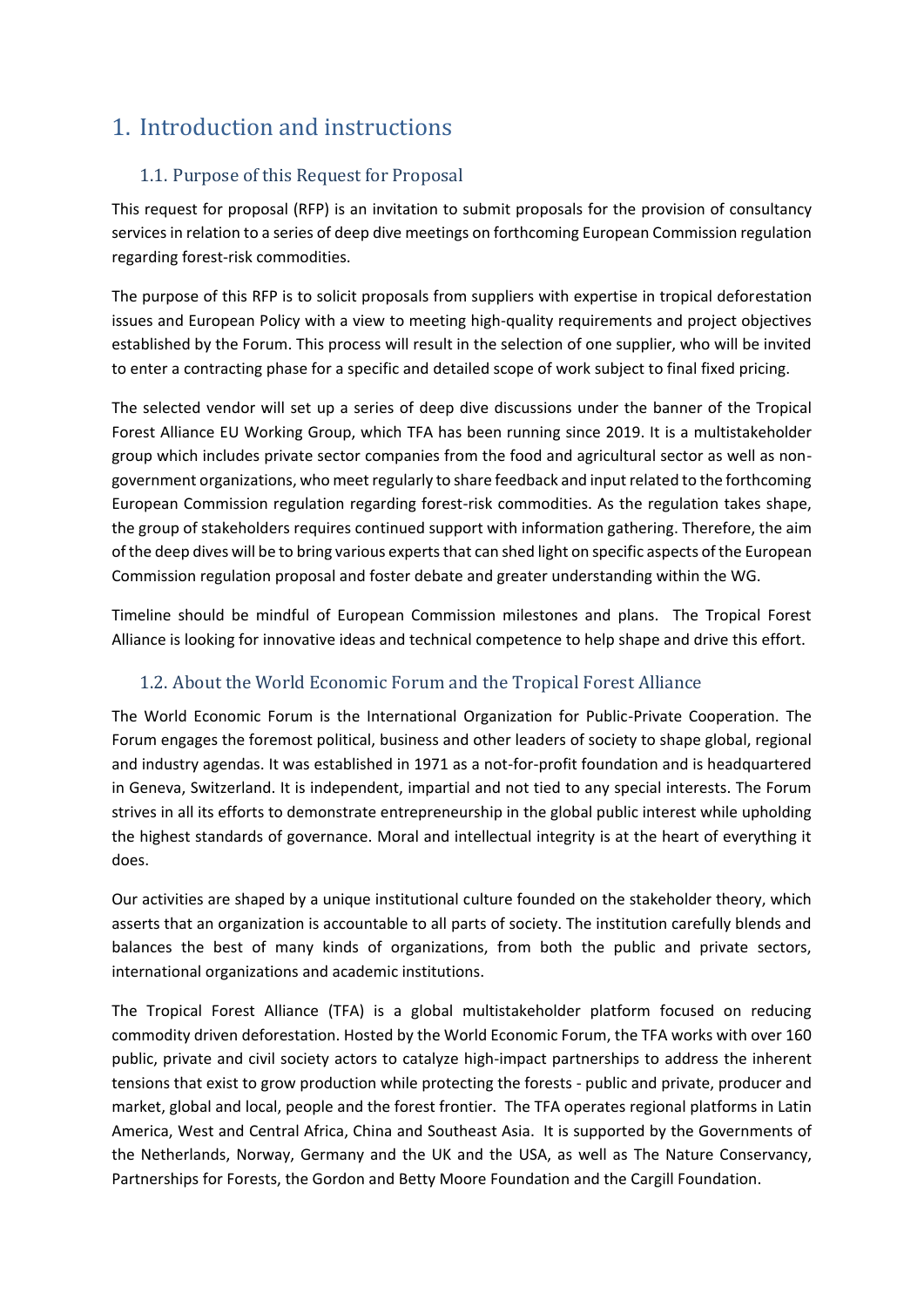# 1. Introduction and instructions

## 1.1. Purpose of this Request for Proposal

This request for proposal (RFP) is an invitation to submit proposals for the provision of consultancy services in relation to a series of deep dive meetings on forthcoming European Commission regulation regarding forest-risk commodities.

The purpose of this RFP is to solicit proposals from suppliers with expertise in tropical deforestation issues and European Policy with a view to meeting high-quality requirements and project objectives established by the Forum. This process will result in the selection of one supplier, who will be invited to enter a contracting phase for a specific and detailed scope of work subject to final fixed pricing.

The selected vendor will set up a series of deep dive discussions under the banner of the Tropical Forest Alliance EU Working Group, which TFA has been running since 2019. It is a multistakeholder group which includes private sector companies from the food and agricultural sector as well as non-government organizations, who meet regularly to share feedback and input related to the forthcoming European Commission regulation regarding forest-risk commodities. As the regulation takes shape, the group of stakeholders requires continued support with information gathering. Therefore, the aim of the deep dives will be to bring various experts that can shed light on specific aspects of the European Commission regulation proposal and foster debate and greater understanding within the WG.

Timeline should be mindful of European Commission milestones and plans. The Tropical Forest Alliance is looking for innovative ideas and technical competence to help shape and drive this effort.

## 1.2. About the World Economic Forum and the Tropical Forest Alliance

The World Economic Forum is the International Organization for Public-Private Cooperation. The Forum engages the foremost political, business and other leaders of society to shape global, regional and industry agendas. It was established in 1971 as a not-for-profit foundation and is headquartered in Geneva, Switzerland. It is independent, impartial and not tied to any special interests. The Forum strives in all its efforts to demonstrate entrepreneurship in the global public interest while upholding the highest standards of governance. Moral and intellectual integrity is at the heart of everything it does.

Our activities are shaped by a unique institutional culture founded on the stakeholder theory, which asserts that an organization is accountable to all parts of society. The institution carefully blends and balances the best of many kinds of organizations, from both the public and private sectors, international organizations and academic institutions.

The Tropical Forest Alliance (TFA) is a global multistakeholder platform focused on reducing commodity driven deforestation. Hosted by the World Economic Forum, the TFA works with over 160 public, private and civil society actors to catalyze high-impact partnerships to address the inherent tensions that exist to grow production while protecting the forests - public and private, producer and market, global and local, people and the forest frontier. The TFA operates regional platforms in Latin America, West and Central Africa, China and Southeast Asia. It is supported by the Governments of the Netherlands, Norway, Germany and the UK and the USA, as well as The Nature Conservancy, Partnerships for Forests, the Gordon and Betty Moore Foundation and the Cargill Foundation.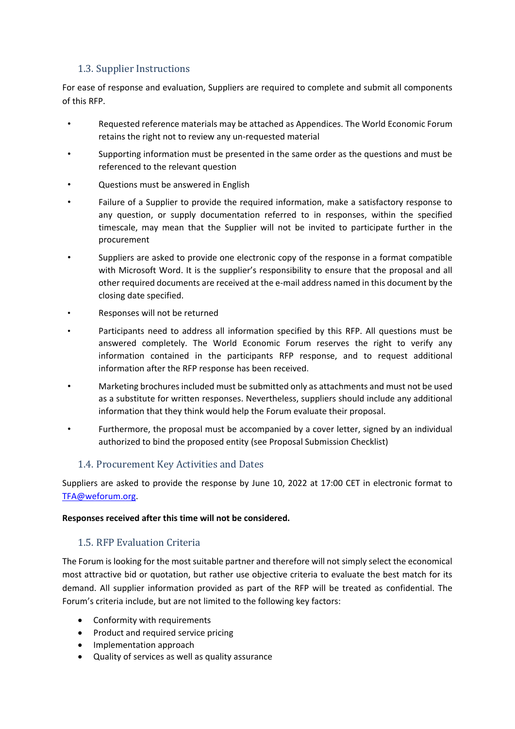### 1.3. Supplier Instructions

For ease of response and evaluation, Suppliers are required to complete and submit all components of this RFP.

- Requested reference materials may be attached as Appendices. The World Economic Forum retains the right not to review any un-requested material
- Supporting information must be presented in the same order as the questions and must be referenced to the relevant question
- Questions must be answered in English
- Failure of a Supplier to provide the required information, make a satisfactory response to any question, or supply documentation referred to in responses, within the specified timescale, may mean that the Supplier will not be invited to participate further in the procurement
- Suppliers are asked to provide one electronic copy of the response in a format compatible with Microsoft Word. It is the supplier's responsibility to ensure that the proposal and all other required documents are received at the e-mail address named in this document by the closing date specified.
- Responses will not be returned
- Participants need to address all information specified by this RFP. All questions must be answered completely. The World Economic Forum reserves the right to verify any information contained in the participants RFP response, and to request additional information after the RFP response has been received.
- Marketing brochures included must be submitted only as attachments and must not be used as a substitute for written responses. Nevertheless, suppliers should include any additional information that they think would help the Forum evaluate their proposal.
- Furthermore, the proposal must be accompanied by a cover letter, signed by an individual authorized to bind the proposed entity (see Proposal Submission Checklist)

### 1.4. Procurement Key Activities and Dates

Suppliers are asked to provide the response by June 10, 2022 at 17:00 CET in electronic format to TFA@weforum.org.

**Responses received after this time will not be considered.**

### 1.5. RFP Evaluation Criteria

The Forum is looking for the most suitable partner and therefore will not simply select the economical most attractive bid or quotation, but rather use objective criteria to evaluate the best match for its demand. All supplier information provided as part of the RFP will be treated as confidential. The Forum's criteria include, but are not limited to the following key factors:

- Conformity with requirements
- Product and required service pricing
- Implementation approach
- Quality of services as well as quality assurance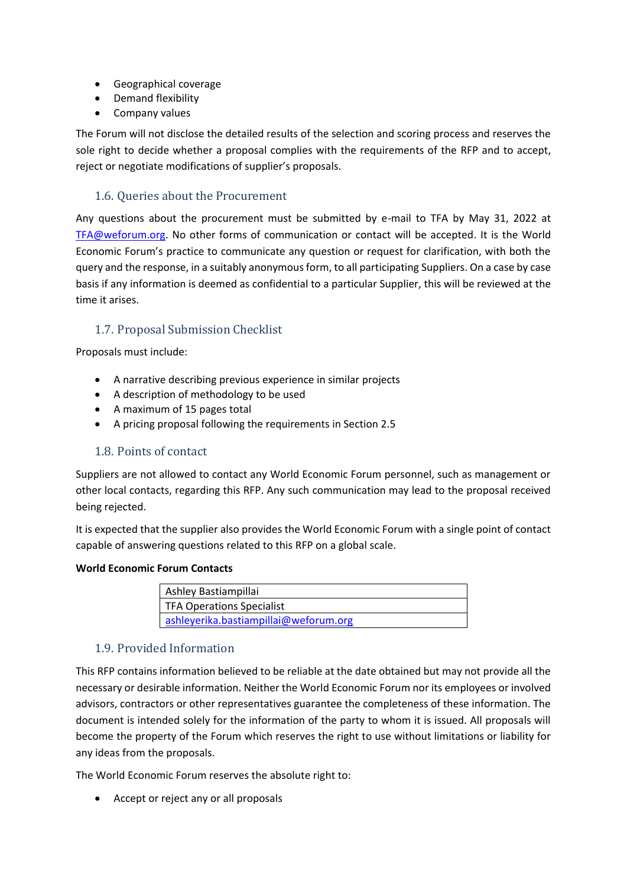- Geographical coverage
- Demand flexibility
- Company values

The Forum will not disclose the detailed results of the selection and scoring process and reserves the sole right to decide whether a proposal complies with the requirements of the RFP and to accept, reject or negotiate modifications of supplier's proposals.

## 1.6. Queries about the Procurement

Any questions about the procurement must be submitted by e-mail to TFA by May 31, 2022 at TFA@weforum.org. No other forms of communication or contact will be accepted. It is the World Economic Forum's practice to communicate any question or request for clarification, with both the query and the response, in a suitably anonymous form, to all participating Suppliers. On a case by case basis if any information is deemed as confidential to a particular Supplier, this will be reviewed at the time it arises.

## 1.7. Proposal Submission Checklist

Proposals must include:

- A narrative describing previous experience in similar projects
- A description of methodology to be used
- A maximum of 15 pages total
- A pricing proposal following the requirements in Section 2.5

## 1.8. Points of contact

Suppliers are not allowed to contact any World Economic Forum personnel, such as management or other local contacts, regarding this RFP. Any such communication may lead to the proposal received being rejected.

It is expected that the supplier also provides the World Economic Forum with a single point of contact capable of answering questions related to this RFP on a global scale.

**World Economic Forum Contacts**

| Ashley Bastiampillai |
|---|
| TFA Operations Specialist |
| ashleyerika.bastiampillai@weforum.org |

## 1.9. Provided Information

This RFP contains information believed to be reliable at the date obtained but may not provide all the necessary or desirable information. Neither the World Economic Forum nor its employees or involved advisors, contractors or other representatives guarantee the completeness of these information. The document is intended solely for the information of the party to whom it is issued. All proposals will become the property of the Forum which reserves the right to use without limitations or liability for any ideas from the proposals.

The World Economic Forum reserves the absolute right to:

- Accept or reject any or all proposals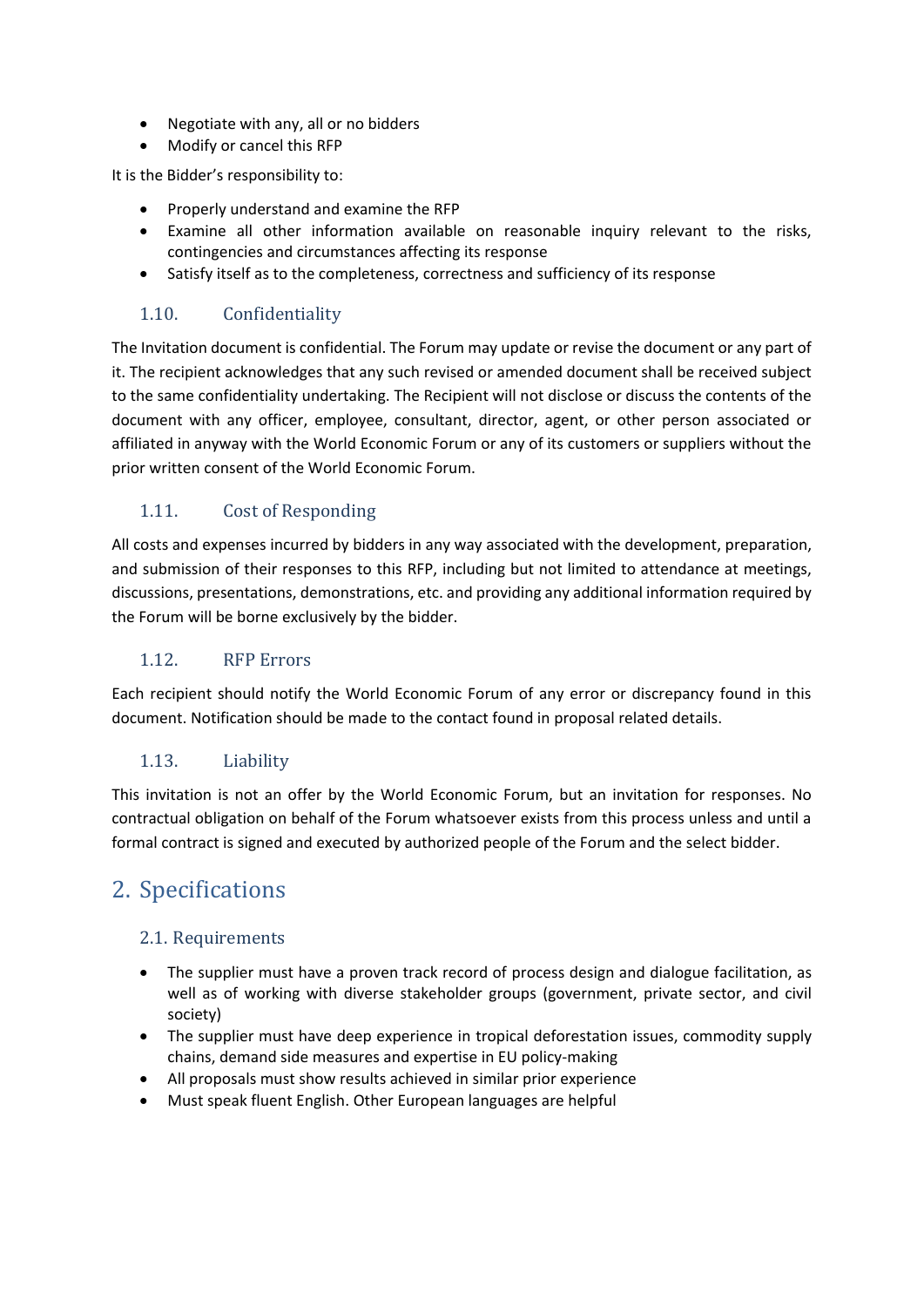- Negotiate with any, all or no bidders
- Modify or cancel this RFP

It is the Bidder's responsibility to:

- Properly understand and examine the RFP
- Examine all other information available on reasonable inquiry relevant to the risks, contingencies and circumstances affecting its response
- Satisfy itself as to the completeness, correctness and sufficiency of its response

### 1.10. Confidentiality

The Invitation document is confidential. The Forum may update or revise the document or any part of it. The recipient acknowledges that any such revised or amended document shall be received subject to the same confidentiality undertaking. The Recipient will not disclose or discuss the contents of the document with any officer, employee, consultant, director, agent, or other person associated or affiliated in anyway with the World Economic Forum or any of its customers or suppliers without the prior written consent of the World Economic Forum.

### 1.11. Cost of Responding

All costs and expenses incurred by bidders in any way associated with the development, preparation, and submission of their responses to this RFP, including but not limited to attendance at meetings, discussions, presentations, demonstrations, etc. and providing any additional information required by the Forum will be borne exclusively by the bidder.

### 1.12. RFP Errors

Each recipient should notify the World Economic Forum of any error or discrepancy found in this document. Notification should be made to the contact found in proposal related details.

### 1.13. Liability

This invitation is not an offer by the World Economic Forum, but an invitation for responses. No contractual obligation on behalf of the Forum whatsoever exists from this process unless and until a formal contract is signed and executed by authorized people of the Forum and the select bidder.

## 2. Specifications

### 2.1. Requirements

- The supplier must have a proven track record of process design and dialogue facilitation, as well as of working with diverse stakeholder groups (government, private sector, and civil society)
- The supplier must have deep experience in tropical deforestation issues, commodity supply chains, demand side measures and expertise in EU policy-making
- All proposals must show results achieved in similar prior experience
- Must speak fluent English. Other European languages are helpful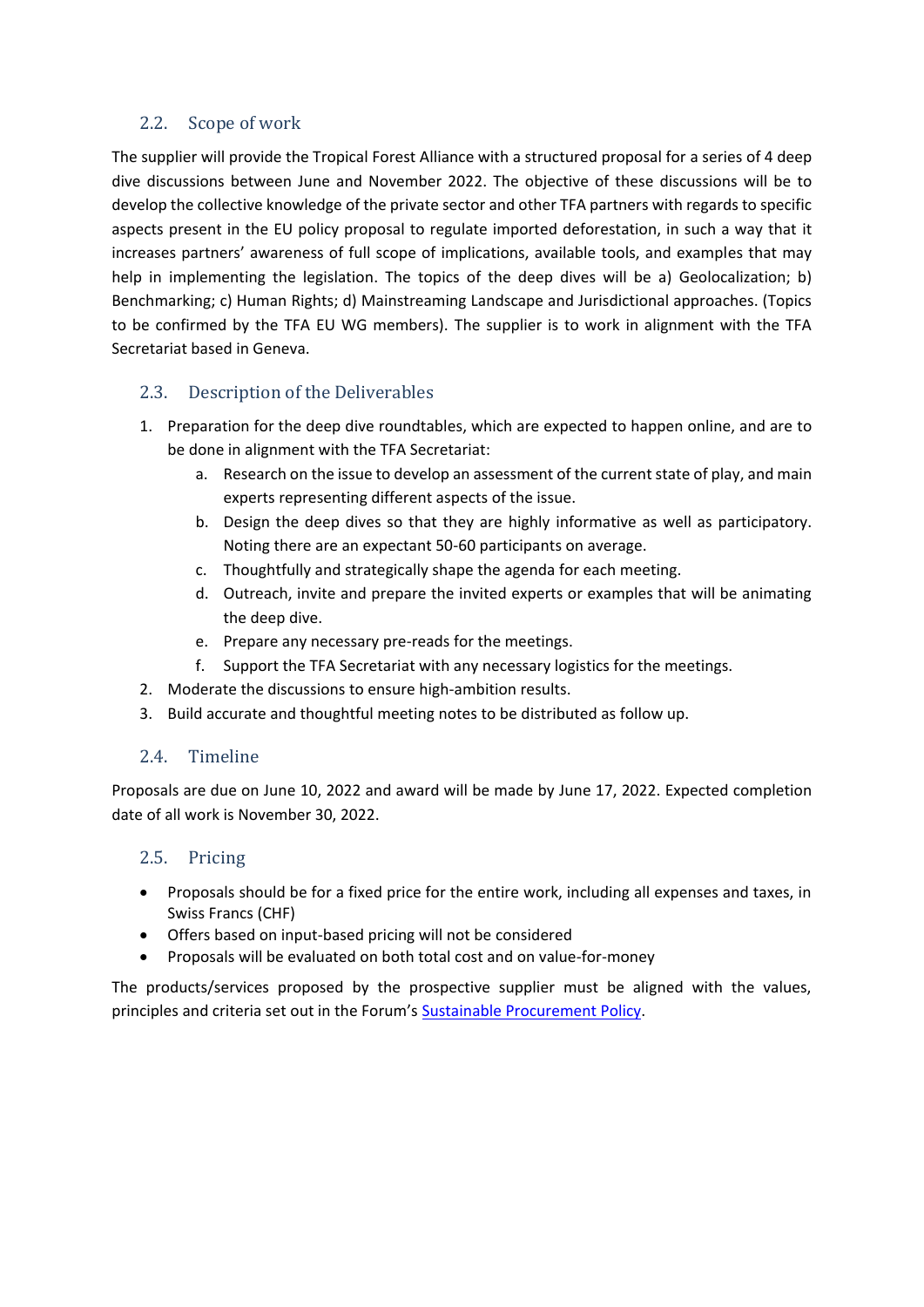### 2.2. Scope of work

The supplier will provide the Tropical Forest Alliance with a structured proposal for a series of 4 deep dive discussions between June and November 2022. The objective of these discussions will be to develop the collective knowledge of the private sector and other TFA partners with regards to specific aspects present in the EU policy proposal to regulate imported deforestation, in such a way that it increases partners' awareness of full scope of implications, available tools, and examples that may help in implementing the legislation. The topics of the deep dives will be a) Geolocalization; b) Benchmarking; c) Human Rights; d) Mainstreaming Landscape and Jurisdictional approaches. (Topics to be confirmed by the TFA EU WG members). The supplier is to work in alignment with the TFA Secretariat based in Geneva.

### 2.3. Description of the Deliverables

1. Preparation for the deep dive roundtables, which are expected to happen online, and are to be done in alignment with the TFA Secretariat:
   a. Research on the issue to develop an assessment of the current state of play, and main experts representing different aspects of the issue.
   b. Design the deep dives so that they are highly informative as well as participatory. Noting there are an expectant 50-60 participants on average.
   c. Thoughtfully and strategically shape the agenda for each meeting.
   d. Outreach, invite and prepare the invited experts or examples that will be animating the deep dive.
   e. Prepare any necessary pre-reads for the meetings.
   f. Support the TFA Secretariat with any necessary logistics for the meetings.
2. Moderate the discussions to ensure high-ambition results.
3. Build accurate and thoughtful meeting notes to be distributed as follow up.

### 2.4. Timeline

Proposals are due on June 10, 2022 and award will be made by June 17, 2022. Expected completion date of all work is November 30, 2022.

### 2.5. Pricing

- Proposals should be for a fixed price for the entire work, including all expenses and taxes, in Swiss Francs (CHF)
- Offers based on input-based pricing will not be considered
- Proposals will be evaluated on both total cost and on value-for-money

The products/services proposed by the prospective supplier must be aligned with the values, principles and criteria set out in the Forum's Sustainable Procurement Policy.